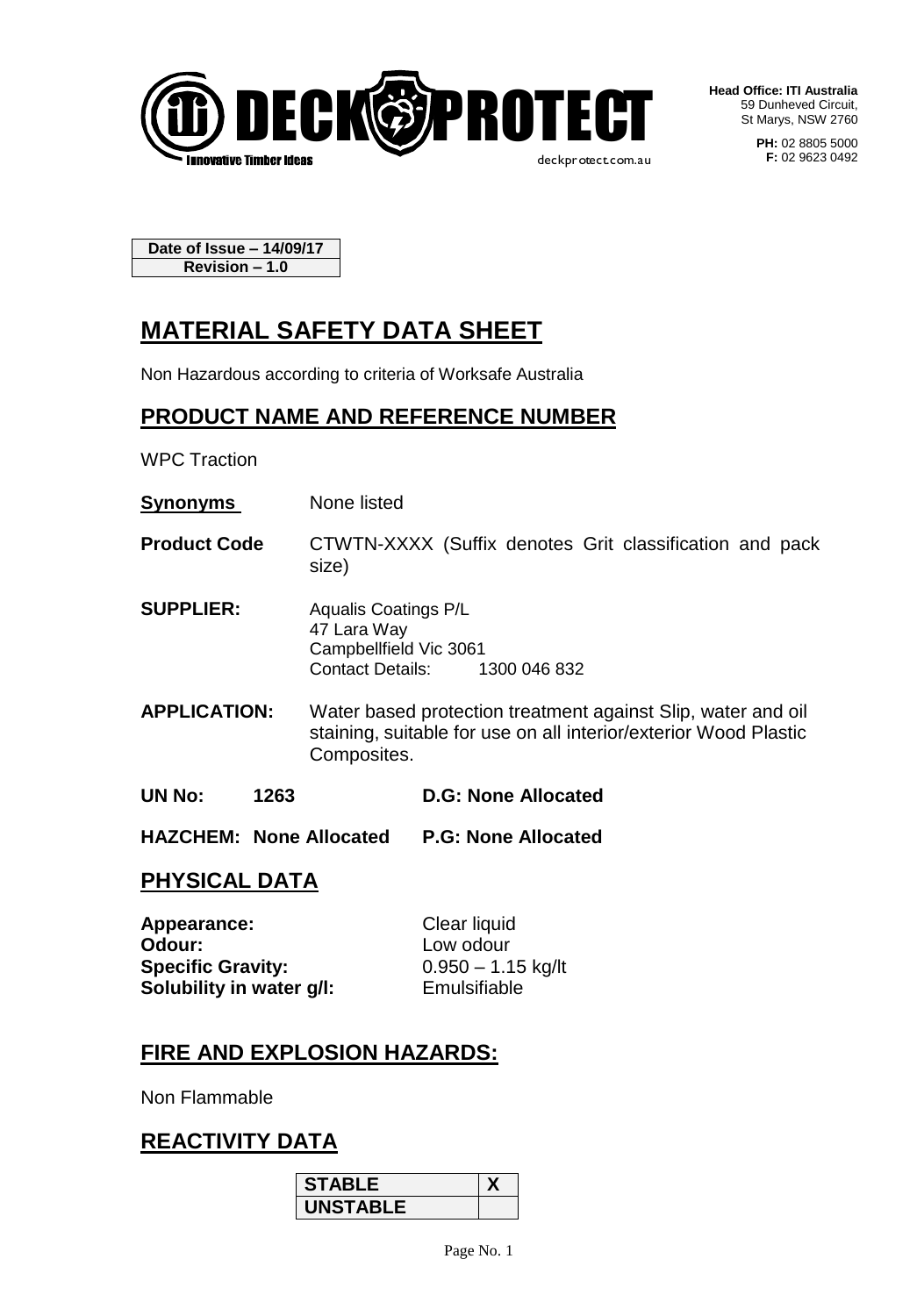DECK PROTECT
Innovative Timber Ideas
deckprotect.com.au

**Head Office: ITI Australia**
59 Dunheved Circuit,
St Marys, NSW 2760

**PH:** 02 8805 5000
**F:** 02 9623 0492

| Date of Issue – 14/09/17 |
|---|
| Revision – 1.0 |

# MATERIAL SAFETY DATA SHEET

Non Hazardous according to criteria of Worksafe Australia

## PRODUCT NAME AND REFERENCE NUMBER

WPC Traction

**Synonyms** None listed

**Product Code** CTWTN-XXXX (Suffix denotes Grit classification and pack size)

**SUPPLIER:** Aqualis Coatings P/L
47 Lara Way
Campbellfield Vic 3061
Contact Details: 1300 046 832

**APPLICATION:** Water based protection treatment against Slip, water and oil staining, suitable for use on all interior/exterior Wood Plastic Composites.

**UN No: 1263** **D.G: None Allocated**

**HAZCHEM: None Allocated** **P.G: None Allocated**

## PHYSICAL DATA

**Appearance:** Clear liquid
**Odour:** Low odour
**Specific Gravity:** 0.950 – 1.15 kg/lt
**Solubility in water g/l:** Emulsifiable

## FIRE AND EXPLOSION HAZARDS:

Non Flammable

## REACTIVITY DATA

| STABLE | X |
|---|---|
| UNSTABLE | |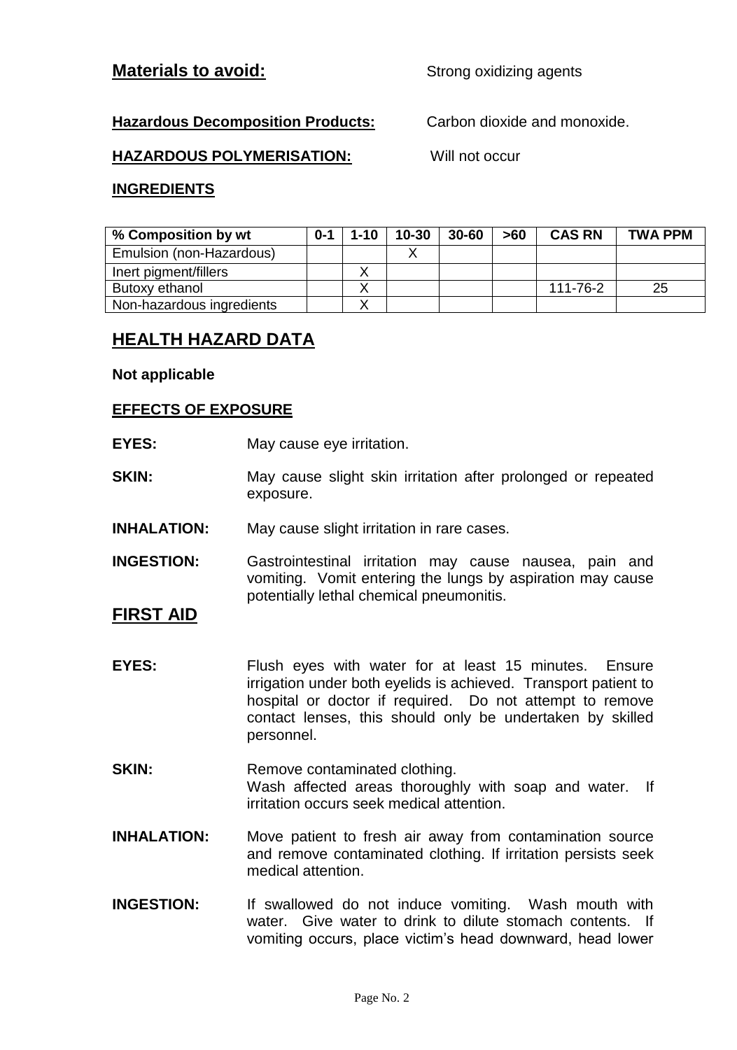**Materials to avoid:** Strong oxidizing agents

**Hazardous Decomposition Products:** Carbon dioxide and monoxide.

**HAZARDOUS POLYMERISATION:** Will not occur

**INGREDIENTS**

| % Composition by wt | 0-1 | 1-10 | 10-30 | 30-60 | >60 | CAS RN | TWA PPM |
|---|---|---|---|---|---|---|---|
| Emulsion (non-Hazardous) | | | X | | | | |
| Inert pigment/fillers | | X | | | | | |
| Butoxy ethanol | | X | | | | 111-76-2 | 25 |
| Non-hazardous ingredients | | X | | | | | |

## HEALTH HAZARD DATA

**Not applicable**

**EFFECTS OF EXPOSURE**

**EYES:** May cause eye irritation.

**SKIN:** May cause slight skin irritation after prolonged or repeated exposure.

**INHALATION:** May cause slight irritation in rare cases.

**INGESTION:** Gastrointestinal irritation may cause nausea, pain and vomiting. Vomit entering the lungs by aspiration may cause potentially lethal chemical pneumonitis.

## FIRST AID

**EYES:** Flush eyes with water for at least 15 minutes. Ensure irrigation under both eyelids is achieved. Transport patient to hospital or doctor if required. Do not attempt to remove contact lenses, this should only be undertaken by skilled personnel.

**SKIN:** Remove contaminated clothing.
Wash affected areas thoroughly with soap and water. If irritation occurs seek medical attention.

**INHALATION:** Move patient to fresh air away from contamination source and remove contaminated clothing. If irritation persists seek medical attention.

**INGESTION:** If swallowed do not induce vomiting. Wash mouth with water. Give water to drink to dilute stomach contents. If vomiting occurs, place victim's head downward, head lower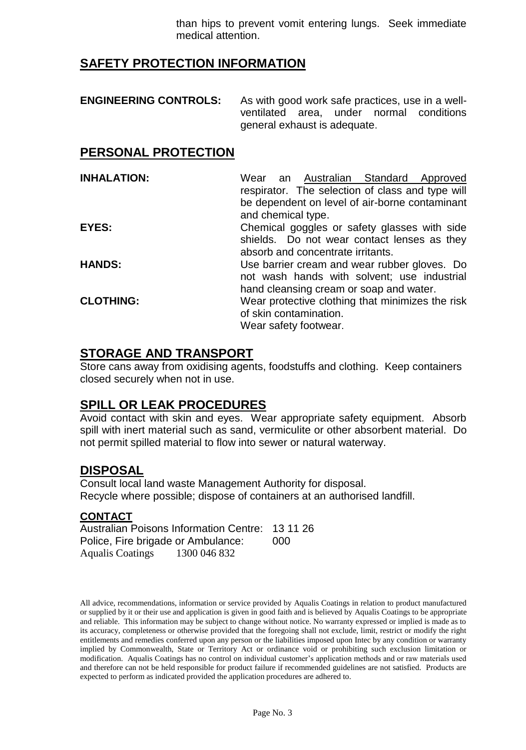than hips to prevent vomit entering lungs. Seek immediate medical attention.

## SAFETY PROTECTION INFORMATION

**ENGINEERING CONTROLS:** As with good work safe practices, use in a well-ventilated area, under normal conditions general exhaust is adequate.

## PERSONAL PROTECTION

**INHALATION:** Wear an Australian Standard Approved respirator. The selection of class and type will be dependent on level of air-borne contaminant and chemical type.

**EYES:** Chemical goggles or safety glasses with side shields. Do not wear contact lenses as they absorb and concentrate irritants.

**HANDS:** Use barrier cream and wear rubber gloves. Do not wash hands with solvent; use industrial hand cleansing cream or soap and water.

**CLOTHING:** Wear protective clothing that minimizes the risk of skin contamination.
Wear safety footwear.

## STORAGE AND TRANSPORT

Store cans away from oxidising agents, foodstuffs and clothing. Keep containers closed securely when not in use.

## SPILL OR LEAK PROCEDURES

Avoid contact with skin and eyes. Wear appropriate safety equipment. Absorb spill with inert material such as sand, vermiculite or other absorbent material. Do not permit spilled material to flow into sewer or natural waterway.

## DISPOSAL

Consult local land waste Management Authority for disposal.
Recycle where possible; dispose of containers at an authorised landfill.

### CONTACT

Australian Poisons Information Centre: 13 11 26
Police, Fire brigade or Ambulance: 000
Aqualis Coatings 1300 046 832

All advice, recommendations, information or service provided by Aqualis Coatings in relation to product manufactured or supplied by it or their use and application is given in good faith and is believed by Aqualis Coatings to be appropriate and reliable. This information may be subject to change without notice. No warranty expressed or implied is made as to its accuracy, completeness or otherwise provided that the foregoing shall not exclude, limit, restrict or modify the right entitlements and remedies conferred upon any person or the liabilities imposed upon Intec by any condition or warranty implied by Commonwealth, State or Territory Act or ordinance void or prohibiting such exclusion limitation or modification. Aqualis Coatings has no control on individual customer's application methods and or raw materials used and therefore can not be held responsible for product failure if recommended guidelines are not satisfied. Products are expected to perform as indicated provided the application procedures are adhered to.